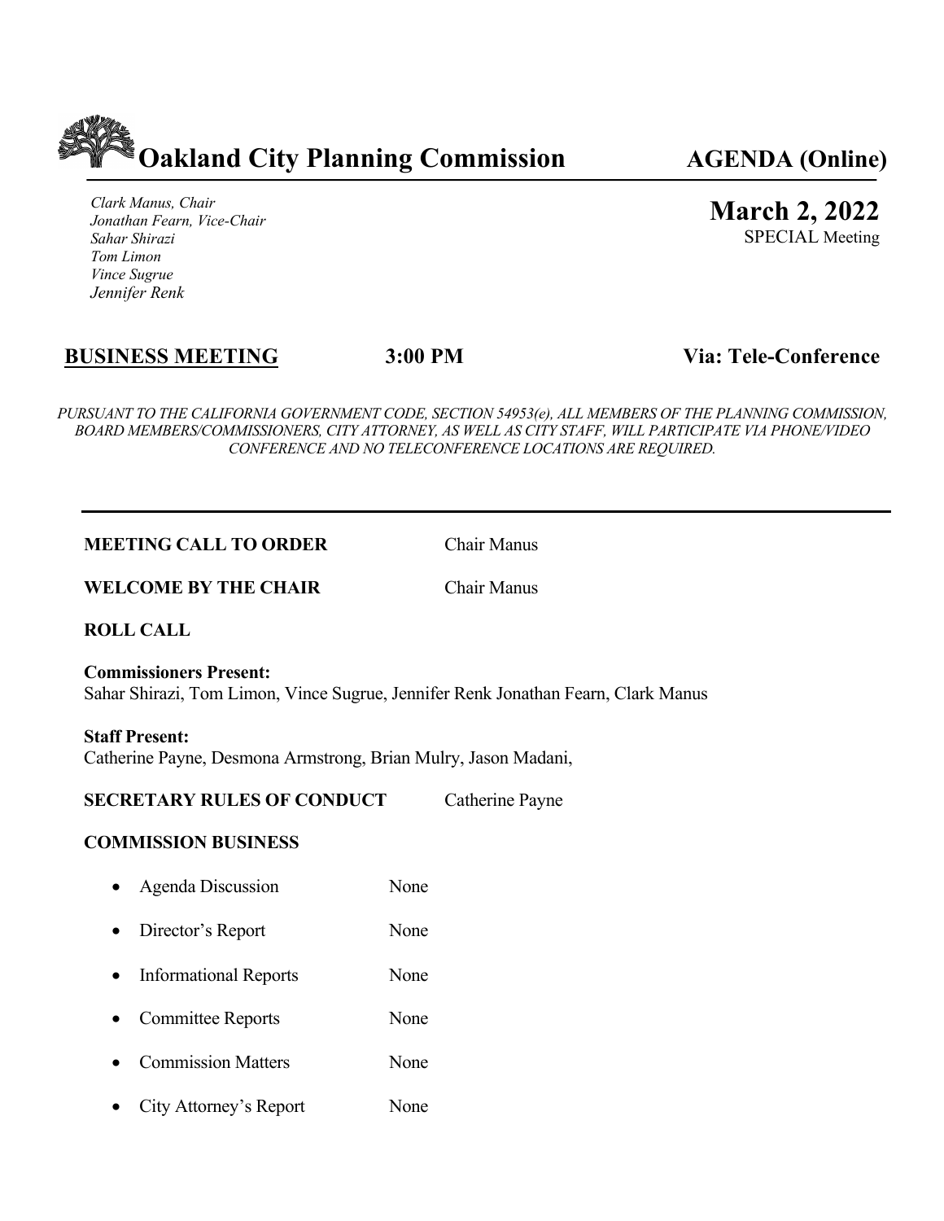# Oakland City Planning Commission

**AGENDA (Online)**

*Clark Manus, Chair*
*Jonathan Fearn, Vice-Chair*
*Sahar Shirazi*
*Tom Limon*
*Vince Sugrue*
*Jennifer Renk*

## March 2, 2022

SPECIAL Meeting

**BUSINESS MEETING** | **3:00 PM** | **Via: Tele-Conference**

*PURSUANT TO THE CALIFORNIA GOVERNMENT CODE, SECTION 54953(e), ALL MEMBERS OF THE PLANNING COMMISSION, BOARD MEMBERS/COMMISSIONERS, CITY ATTORNEY, AS WELL AS CITY STAFF, WILL PARTICIPATE VIA PHONE/VIDEO CONFERENCE AND NO TELECONFERENCE LOCATIONS ARE REQUIRED.*

---

**MEETING CALL TO ORDER** Chair Manus

**WELCOME BY THE CHAIR** Chair Manus

**ROLL CALL**

**Commissioners Present:**
Sahar Shirazi, Tom Limon, Vince Sugrue, Jennifer Renk Jonathan Fearn, Clark Manus

**Staff Present:**
Catherine Payne, Desmona Armstrong, Brian Mulry, Jason Madani,

**SECRETARY RULES OF CONDUCT** Catherine Payne

**COMMISSION BUSINESS**

- Agenda Discussion None
- Director's Report None
- Informational Reports None
- Committee Reports None
- Commission Matters None
- City Attorney's Report None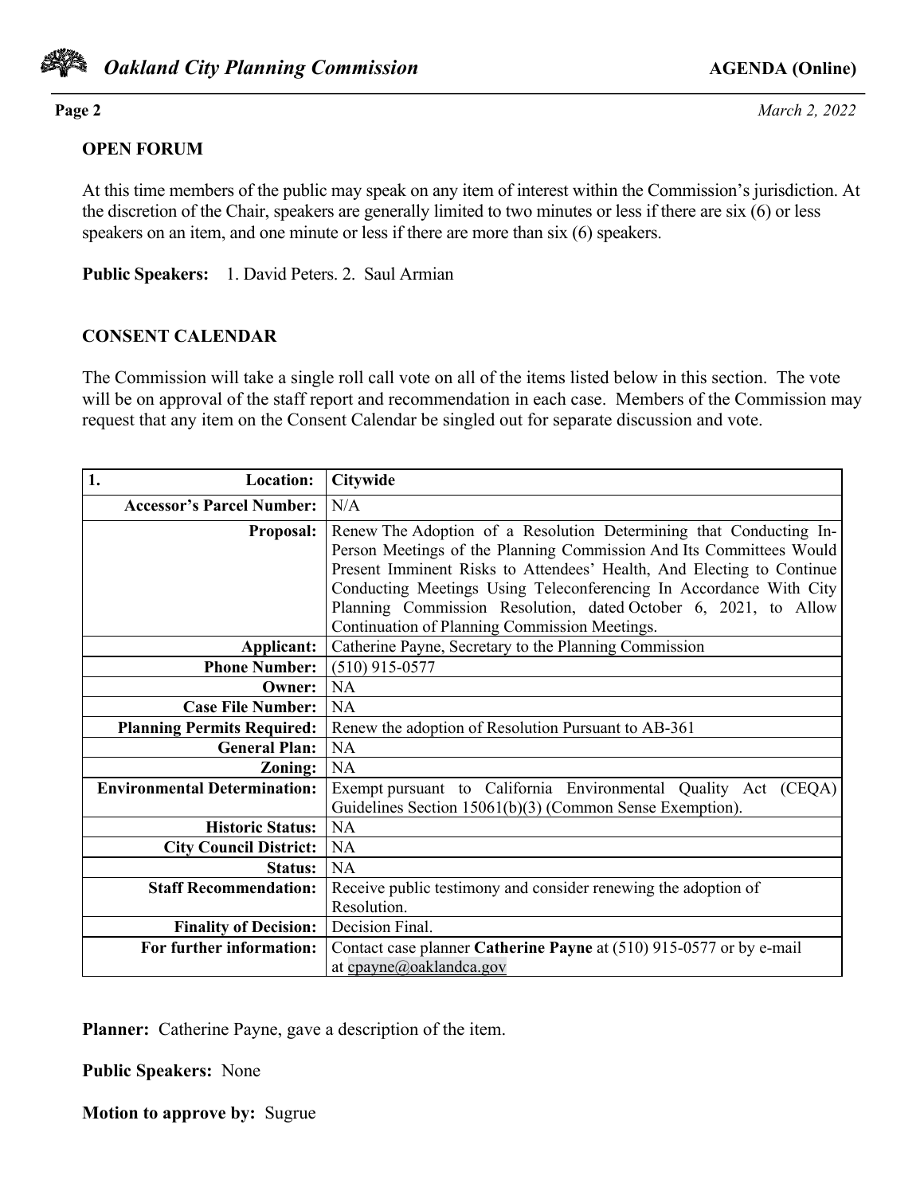**OPEN FORUM**

At this time members of the public may speak on any item of interest within the Commission's jurisdiction. At the discretion of the Chair, speakers are generally limited to two minutes or less if there are six (6) or less speakers on an item, and one minute or less if there are more than six (6) speakers.

**Public Speakers:** 1. David Peters. 2. Saul Armian

**CONSENT CALENDAR**

The Commission will take a single roll call vote on all of the items listed below in this section. The vote will be on approval of the staff report and recommendation in each case. Members of the Commission may request that any item on the Consent Calendar be singled out for separate discussion and vote.

| **1. Location:** | **Citywide** |
|---|---|
| **Accessor's Parcel Number:** | N/A |
| **Proposal:** | Renew The Adoption of a Resolution Determining that Conducting In-Person Meetings of the Planning Commission And Its Committees Would Present Imminent Risks to Attendees' Health, And Electing to Continue Conducting Meetings Using Teleconferencing In Accordance With City Planning Commission Resolution, dated October 6, 2021, to Allow Continuation of Planning Commission Meetings. |
| **Applicant:** | Catherine Payne, Secretary to the Planning Commission |
| **Phone Number:** | (510) 915-0577 |
| **Owner:** | NA |
| **Case File Number:** | NA |
| **Planning Permits Required:** | Renew the adoption of Resolution Pursuant to AB-361 |
| **General Plan:** | NA |
| **Zoning:** | NA |
| **Environmental Determination:** | Exempt pursuant to California Environmental Quality Act (CEQA) Guidelines Section 15061(b)(3) (Common Sense Exemption). |
| **Historic Status:** | NA |
| **City Council District:** | NA |
| **Status:** | NA |
| **Staff Recommendation:** | Receive public testimony and consider renewing the adoption of Resolution. |
| **Finality of Decision:** | Decision Final. |
| **For further information:** | Contact case planner **Catherine Payne** at (510) 915-0577 or by e-mail at cpayne@oaklandca.gov |

**Planner:** Catherine Payne, gave a description of the item.

**Public Speakers:** None

**Motion to approve by:** Sugrue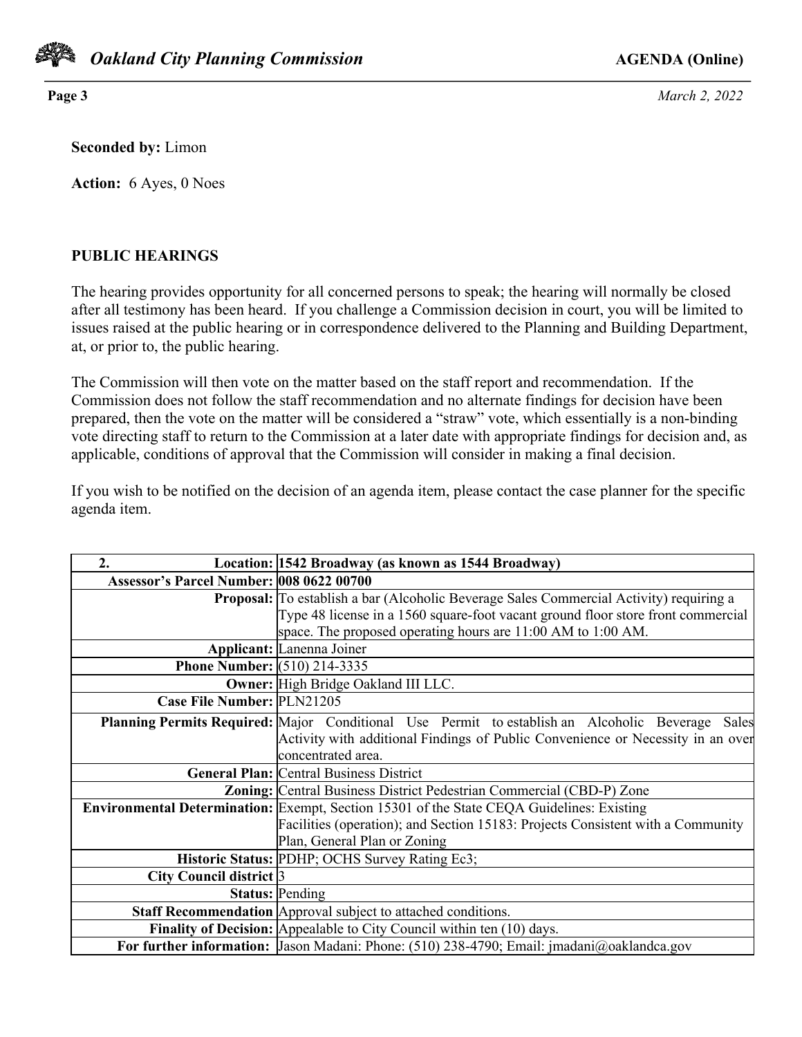**Seconded by:** Limon

**Action:** 6 Ayes, 0 Noes

## PUBLIC HEARINGS

The hearing provides opportunity for all concerned persons to speak; the hearing will normally be closed after all testimony has been heard. If you challenge a Commission decision in court, you will be limited to issues raised at the public hearing or in correspondence delivered to the Planning and Building Department, at, or prior to, the public hearing.

The Commission will then vote on the matter based on the staff report and recommendation. If the Commission does not follow the staff recommendation and no alternate findings for decision have been prepared, then the vote on the matter will be considered a "straw" vote, which essentially is a non-binding vote directing staff to return to the Commission at a later date with appropriate findings for decision and, as applicable, conditions of approval that the Commission will consider in making a final decision.

If you wish to be notified on the decision of an agenda item, please contact the case planner for the specific agenda item.

| **2. Location:** | **1542 Broadway (as known as 1544 Broadway)** |
|---|---|
| **Assessor's Parcel Number:** | **008 0622 00700** |
| **Proposal:** | To establish a bar (Alcoholic Beverage Sales Commercial Activity) requiring a Type 48 license in a 1560 square-foot vacant ground floor store front commercial space. The proposed operating hours are 11:00 AM to 1:00 AM. |
| **Applicant:** | Lanenna Joiner |
| **Phone Number:** | (510) 214-3335 |
| **Owner:** | High Bridge Oakland III LLC. |
| **Case File Number:** | PLN21205 |
| **Planning Permits Required:** | Major Conditional Use Permit to establish an Alcoholic Beverage Sales Activity with additional Findings of Public Convenience or Necessity in an over concentrated area. |
| **General Plan:** | Central Business District |
| **Zoning:** | Central Business District Pedestrian Commercial (CBD-P) Zone |
| **Environmental Determination:** | Exempt, Section 15301 of the State CEQA Guidelines: Existing Facilities (operation); and Section 15183: Projects Consistent with a Community Plan, General Plan or Zoning |
| **Historic Status:** | PDHP; OCHS Survey Rating Ec3; |
| **City Council district** | 3 |
| **Status:** | Pending |
| **Staff Recommendation** | Approval subject to attached conditions. |
| **Finality of Decision:** | Appealable to City Council within ten (10) days. |
| **For further information:** | Jason Madani: Phone: (510) 238-4790; Email: jmadani@oaklandca.gov |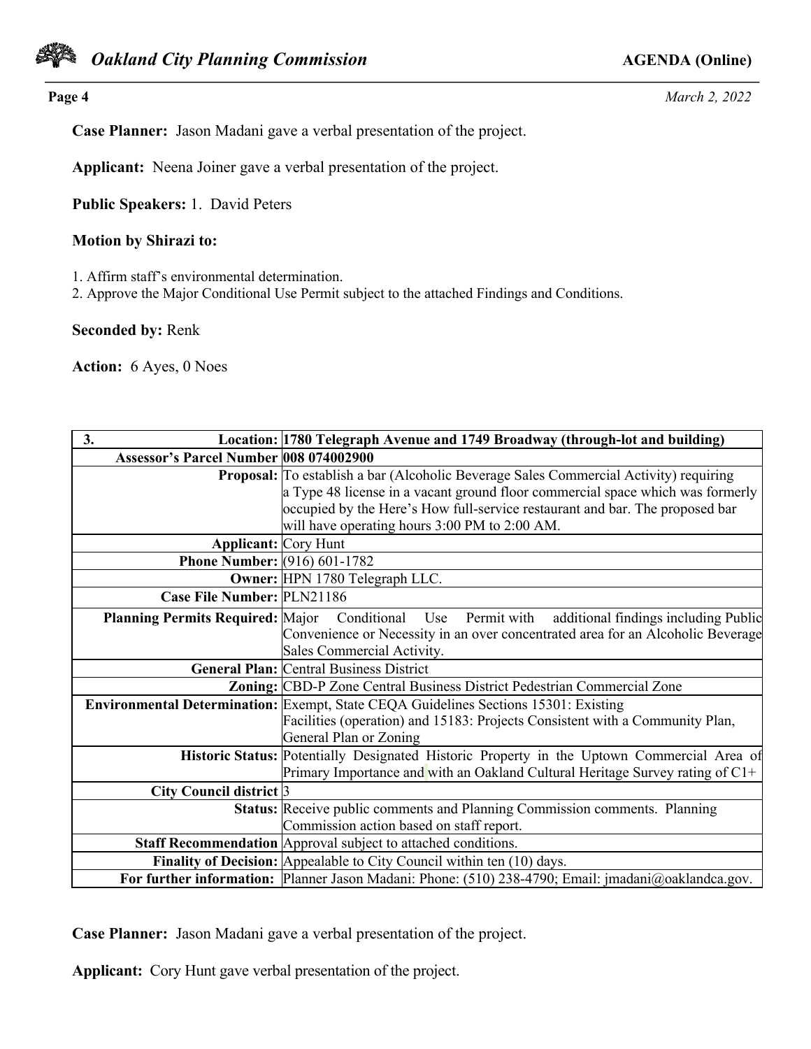**Case Planner:** Jason Madani gave a verbal presentation of the project.

**Applicant:** Neena Joiner gave a verbal presentation of the project.

**Public Speakers:** 1. David Peters

**Motion by Shirazi to:**

1. Affirm staff's environmental determination.
2. Approve the Major Conditional Use Permit subject to the attached Findings and Conditions.

**Seconded by:** Renk

**Action:** 6 Ayes, 0 Noes

| **3. Location:** | **1780 Telegraph Avenue and 1749 Broadway (through-lot and building)** |
|---|---|
| **Assessor's Parcel Number** | **008 074002900** |
| **Proposal:** | To establish a bar (Alcoholic Beverage Sales Commercial Activity) requiring a Type 48 license in a vacant ground floor commercial space which was formerly occupied by the Here's How full-service restaurant and bar. The proposed bar will have operating hours 3:00 PM to 2:00 AM. |
| **Applicant:** | Cory Hunt |
| **Phone Number:** | (916) 601-1782 |
| **Owner:** | HPN 1780 Telegraph LLC. |
| **Case File Number:** | PLN21186 |
| **Planning Permits Required:** | Major Conditional Use Permit with additional findings including Public Convenience or Necessity in an over concentrated area for an Alcoholic Beverage Sales Commercial Activity. |
| **General Plan:** | Central Business District |
| **Zoning:** | CBD-P Zone Central Business District Pedestrian Commercial Zone |
| **Environmental Determination:** | Exempt, State CEQA Guidelines Sections 15301: Existing Facilities (operation) and 15183: Projects Consistent with a Community Plan, General Plan or Zoning |
| **Historic Status:** | Potentially Designated Historic Property in the Uptown Commercial Area of Primary Importance and with an Oakland Cultural Heritage Survey rating of C1+ |
| **City Council district** | 3 |
| **Status:** | Receive public comments and Planning Commission comments. Planning Commission action based on staff report. |
| **Staff Recommendation** | Approval subject to attached conditions. |
| **Finality of Decision:** | Appealable to City Council within ten (10) days. |
| **For further information:** | Planner Jason Madani: Phone: (510) 238-4790; Email: jmadani@oaklandca.gov. |

**Case Planner:** Jason Madani gave a verbal presentation of the project.

**Applicant:** Cory Hunt gave verbal presentation of the project.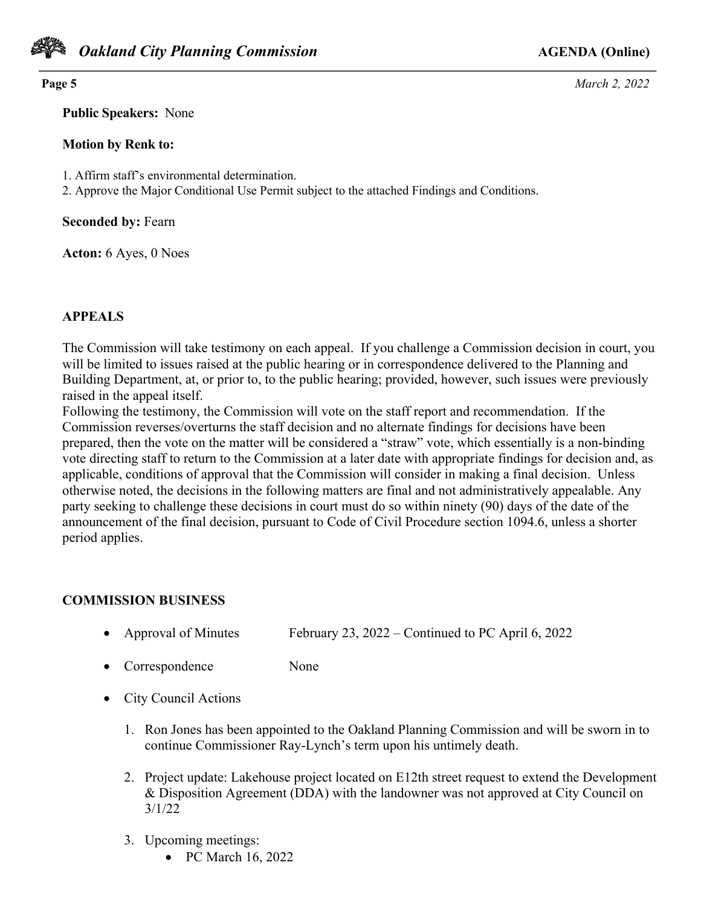**Public Speakers:** None

**Motion by Renk to:**

1. Affirm staff's environmental determination.
2. Approve the Major Conditional Use Permit subject to the attached Findings and Conditions.

**Seconded by:** Fearn

**Acton:** 6 Ayes, 0 Noes

## APPEALS

The Commission will take testimony on each appeal. If you challenge a Commission decision in court, you will be limited to issues raised at the public hearing or in correspondence delivered to the Planning and Building Department, at, or prior to, to the public hearing; provided, however, such issues were previously raised in the appeal itself.

Following the testimony, the Commission will vote on the staff report and recommendation. If the Commission reverses/overturns the staff decision and no alternate findings for decisions have been prepared, then the vote on the matter will be considered a "straw" vote, which essentially is a non-binding vote directing staff to return to the Commission at a later date with appropriate findings for decision and, as applicable, conditions of approval that the Commission will consider in making a final decision. Unless otherwise noted, the decisions in the following matters are final and not administratively appealable. Any party seeking to challenge these decisions in court must do so within ninety (90) days of the date of the announcement of the final decision, pursuant to Code of Civil Procedure section 1094.6, unless a shorter period applies.

## COMMISSION BUSINESS

- Approval of Minutes — February 23, 2022 – Continued to PC April 6, 2022
- Correspondence — None
- City Council Actions
  1. Ron Jones has been appointed to the Oakland Planning Commission and will be sworn in to continue Commissioner Ray-Lynch's term upon his untimely death.
  2. Project update: Lakehouse project located on E12th street request to extend the Development & Disposition Agreement (DDA) with the landowner was not approved at City Council on 3/1/22
  3. Upcoming meetings:
     - PC March 16, 2022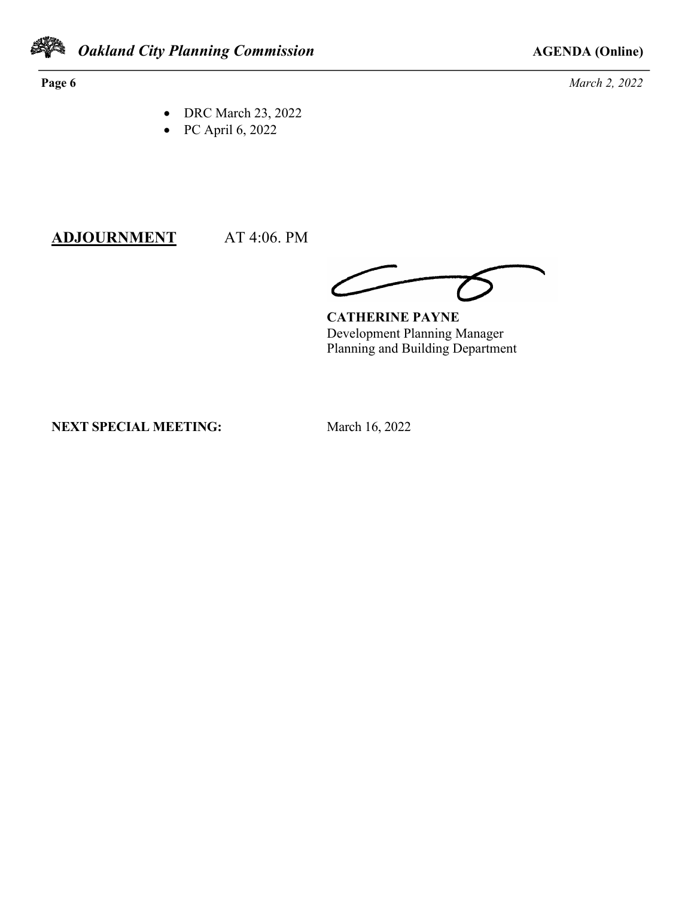- DRC March 23, 2022
- PC April 6, 2022

**ADJOURNMENT** AT 4:06. PM

**CATHERINE PAYNE**
Development Planning Manager
Planning and Building Department

**NEXT SPECIAL MEETING:** March 16, 2022